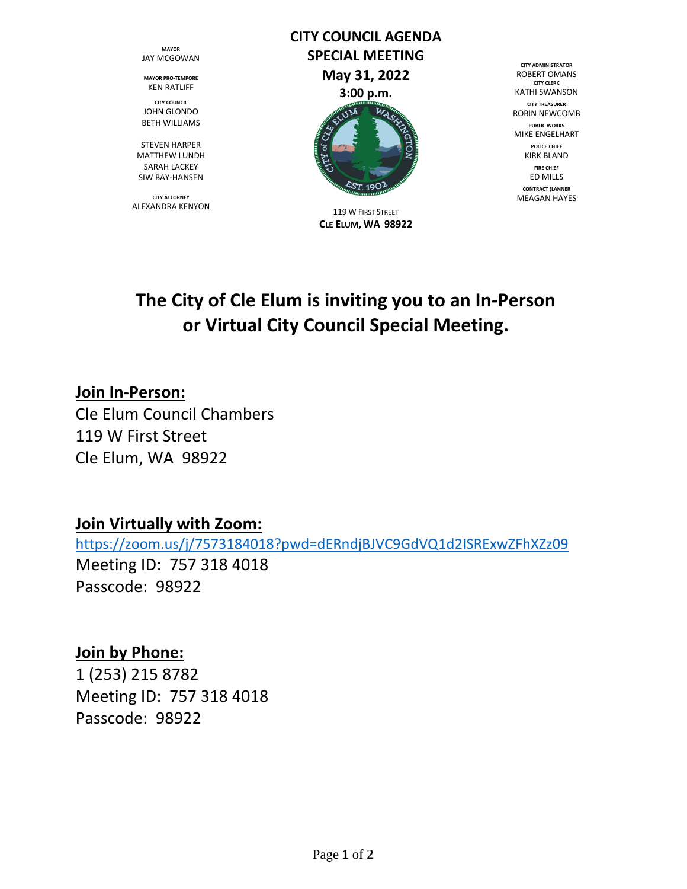**MAYOR**
JAY MCGOWAN

**MAYOR PRO-TEMPORE**
KEN RATLIFF

**CITY COUNCIL**
JOHN GLONDO
BETH WILLIAMS

STEVEN HARPER
MATTHEW LUNDH
SARAH LACKEY
SIW BAY-HANSEN

**CITY ATTORNEY**
ALEXANDRA KENYON

# CITY COUNCIL AGENDA
## SPECIAL MEETING
## May 31, 2022
### 3:00 p.m.

119 W FIRST STREET
**CLE ELUM, WA 98922**

**CITY ADMINISTRATOR**
ROBERT OMANS
**CITY CLERK**
KATHI SWANSON
**CITY TREASURER**
ROBIN NEWCOMB
**PUBLIC WORKS**
MIKE ENGELHART
**POLICE CHIEF**
KIRK BLAND
**FIRE CHIEF**
ED MILLS
**CONTRACT (LANNER**
MEAGAN HAYES

# The City of Cle Elum is inviting you to an In-Person or Virtual City Council Special Meeting.

**Join In-Person:**
Cle Elum Council Chambers
119 W First Street
Cle Elum, WA 98922

**Join Virtually with Zoom:**
https://zoom.us/j/7573184018?pwd=dERndjBJVC9GdVQ1d2ISRExwZFhXZz09
Meeting ID: 757 318 4018
Passcode: 98922

**Join by Phone:**
1 (253) 215 8782
Meeting ID: 757 318 4018
Passcode: 98922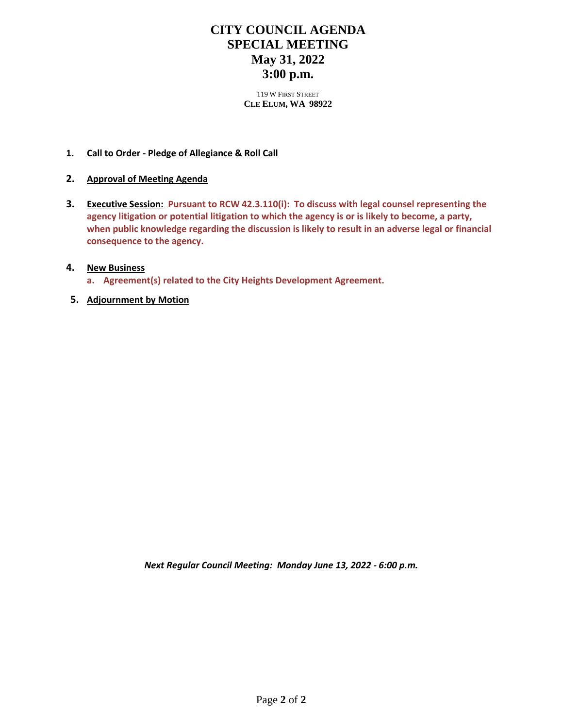# CITY COUNCIL AGENDA
# SPECIAL MEETING
# May 31, 2022
# 3:00 p.m.

119 W FIRST STREET
**CLE ELUM, WA 98922**

1. **Call to Order - Pledge of Allegiance & Roll Call**

2. **Approval of Meeting Agenda**

3. **Executive Session:** **Pursuant to RCW 42.3.110(i): To discuss with legal counsel representing the agency litigation or potential litigation to which the agency is or is likely to become, a party, when public knowledge regarding the discussion is likely to result in an adverse legal or financial consequence to the agency.**

4. **New Business**
   a. **Agreement(s) related to the City Heights Development Agreement.**

5. **Adjournment by Motion**

*Next Regular Council Meeting: Monday June 13, 2022 - 6:00 p.m.*